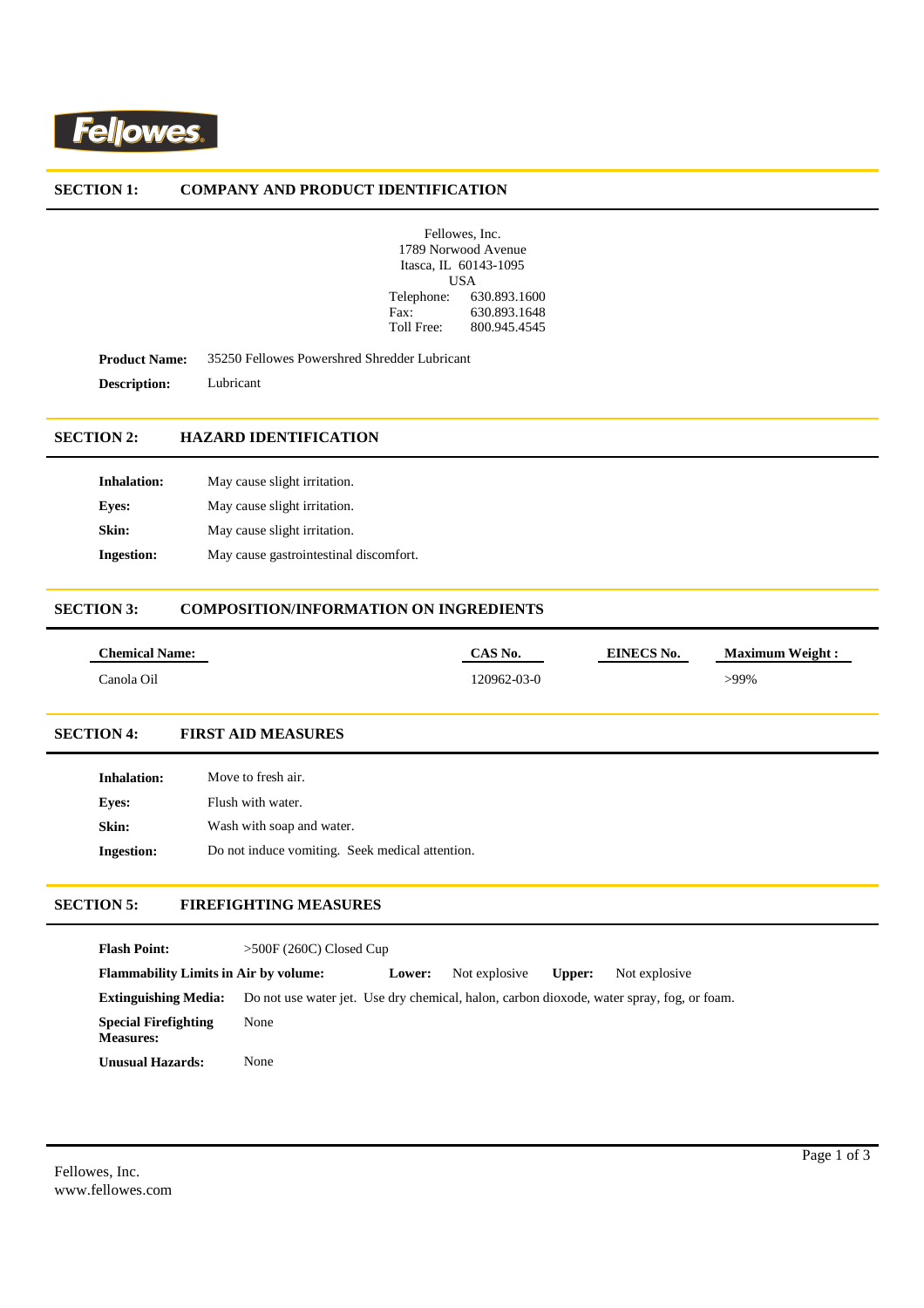Fellowes

## SECTION 1: COMPANY AND PRODUCT IDENTIFICATION

Fellowes, Inc.
1789 Norwood Avenue
Itasca, IL 60143-1095
USA
Telephone: 630.893.1600
Fax: 630.893.1648
Toll Free: 800.945.4545

**Product Name:** 35250 Fellowes Powershred Shredder Lubricant

**Description:** Lubricant

## SECTION 2: HAZARD IDENTIFICATION

**Inhalation:** May cause slight irritation.

**Eyes:** May cause slight irritation.

**Skin:** May cause slight irritation.

**Ingestion:** May cause gastrointestinal discomfort.

## SECTION 3: COMPOSITION/INFORMATION ON INGREDIENTS

| Chemical Name: | CAS No. | EINECS No. | Maximum Weight : |
|---|---|---|---|
| Canola Oil | 120962-03-0 | | >99% |

## SECTION 4: FIRST AID MEASURES

**Inhalation:** Move to fresh air.

**Eyes:** Flush with water.

**Skin:** Wash with soap and water.

**Ingestion:** Do not induce vomiting. Seek medical attention.

## SECTION 5: FIREFIGHTING MEASURES

**Flash Point:** >500F (260C) Closed Cup

**Flammability Limits in Air by volume:** **Lower:** Not explosive **Upper:** Not explosive

**Extinguishing Media:** Do not use water jet. Use dry chemical, halon, carbon dioxode, water spray, fog, or foam.

**Special Firefighting Measures:** None

**Unusual Hazards:** None

Fellowes, Inc.
www.fellowes.com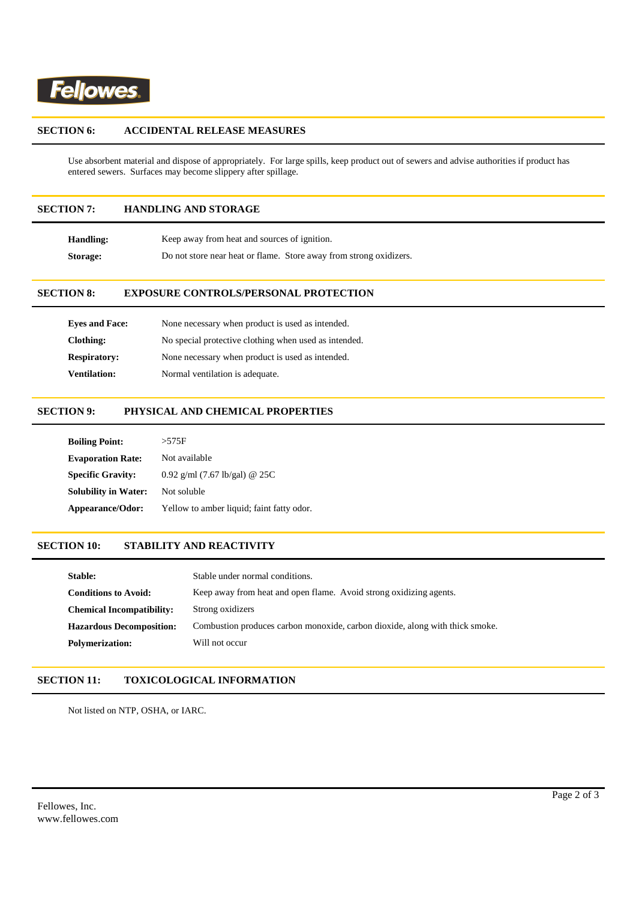## SECTION 6: ACCIDENTAL RELEASE MEASURES

Use absorbent material and dispose of appropriately. For large spills, keep product out of sewers and advise authorities if product has entered sewers. Surfaces may become slippery after spillage.

## SECTION 7: HANDLING AND STORAGE

**Handling:** Keep away from heat and sources of ignition.

**Storage:** Do not store near heat or flame. Store away from strong oxidizers.

## SECTION 8: EXPOSURE CONTROLS/PERSONAL PROTECTION

**Eyes and Face:** None necessary when product is used as intended.

**Clothing:** No special protective clothing when used as intended.

**Respiratory:** None necessary when product is used as intended.

**Ventilation:** Normal ventilation is adequate.

## SECTION 9: PHYSICAL AND CHEMICAL PROPERTIES

**Boiling Point:** >575F

**Evaporation Rate:** Not available

**Specific Gravity:** 0.92 g/ml (7.67 lb/gal) @ 25C

**Solubility in Water:** Not soluble

**Appearance/Odor:** Yellow to amber liquid; faint fatty odor.

## SECTION 10: STABILITY AND REACTIVITY

**Stable:** Stable under normal conditions.

**Conditions to Avoid:** Keep away from heat and open flame. Avoid strong oxidizing agents.

**Chemical Incompatibility:** Strong oxidizers

**Hazardous Decomposition:** Combustion produces carbon monoxide, carbon dioxide, along with thick smoke.

**Polymerization:** Will not occur

## SECTION 11: TOXICOLOGICAL INFORMATION

Not listed on NTP, OSHA, or IARC.

Fellowes, Inc.
www.fellowes.com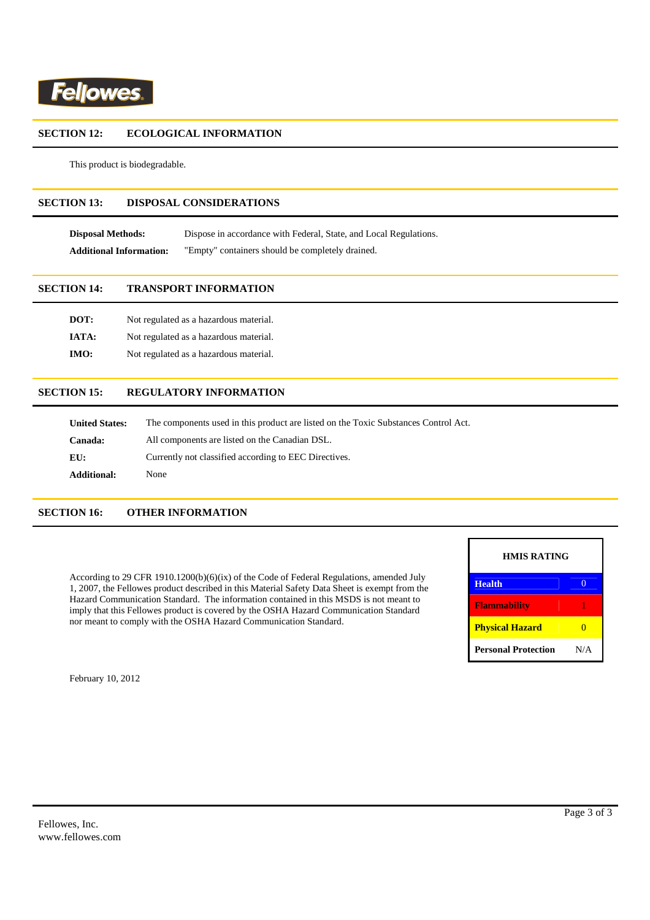## SECTION 12: ECOLOGICAL INFORMATION

This product is biodegradable.

## SECTION 13: DISPOSAL CONSIDERATIONS

| | |
|---|---|
| **Disposal Methods:** | Dispose in accordance with Federal, State, and Local Regulations. |
| **Additional Information:** | "Empty" containers should be completely drained. |

## SECTION 14: TRANSPORT INFORMATION

| | |
|---|---|
| **DOT:** | Not regulated as a hazardous material. |
| **IATA:** | Not regulated as a hazardous material. |
| **IMO:** | Not regulated as a hazardous material. |

## SECTION 15: REGULATORY INFORMATION

| | |
|---|---|
| **United States:** | The components used in this product are listed on the Toxic Substances Control Act. |
| **Canada:** | All components are listed on the Canadian DSL. |
| **EU:** | Currently not classified according to EEC Directives. |
| **Additional:** | None |

## SECTION 16: OTHER INFORMATION

According to 29 CFR 1910.1200(b)(6)(ix) of the Code of Federal Regulations, amended July 1, 2007, the Fellowes product described in this Material Safety Data Sheet is exempt from the Hazard Communication Standard. The information contained in this MSDS is not meant to imply that this Fellowes product is covered by the OSHA Hazard Communication Standard nor meant to comply with the OSHA Hazard Communication Standard.

| HMIS RATING | |
|---|---|
| **Health** | 0 |
| **Flammability** | 1 |
| **Physical Hazard** | 0 |
| **Personal Protection** | N/A |

February 10, 2012

Fellowes, Inc.
www.fellowes.com